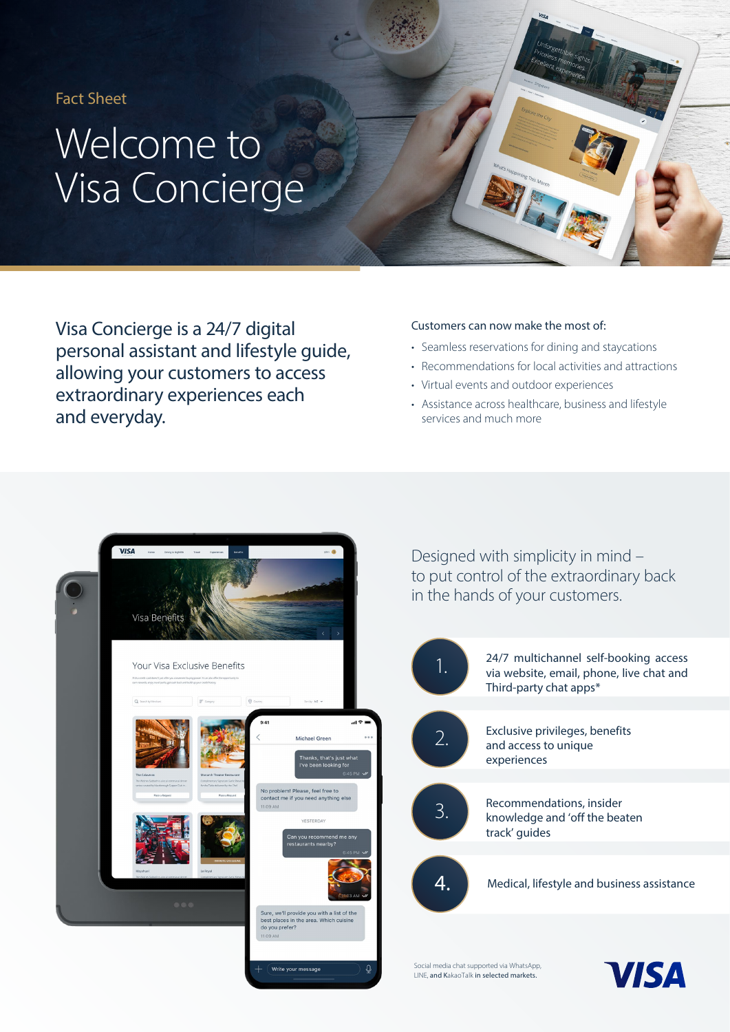Fact Sheet

# Welcome to Visa Concierge

## Visa Concierge is a 24/7 digital personal assistant and lifestyle guide, allowing your customers to access extraordinary experiences each and everyday.

Customers can now make the most of:

- Seamless reservations for dining and staycations
- Recommendations for local activities and attractions
- Virtual events and outdoor experiences
- Assistance across healthcare, business and lifestyle services and much more

## Designed with simplicity in mind – to put control of the extraordinary back in the hands of your customers.

1. 24/7 multichannel self-booking access via website, email, phone, live chat and Third-party chat apps*
2. Exclusive privileges, benefits and access to unique experiences
3. Recommendations, insider knowledge and 'off the beaten track' guides
4. Medical, lifestyle and business assistance

Social media chat supported via WhatsApp, LINE, and KakaoTalk in selected markets.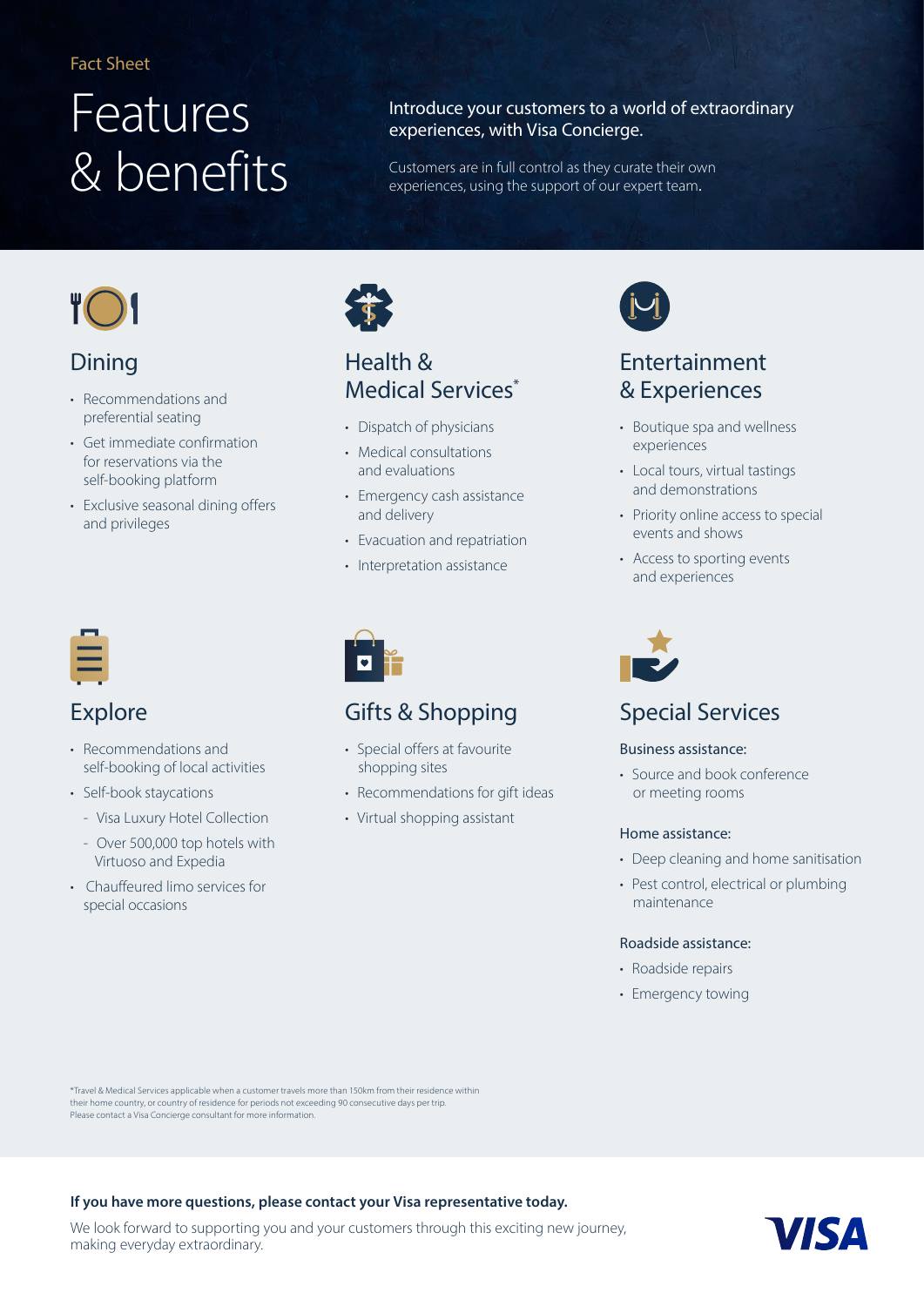Fact Sheet

# Features & benefits

Introduce your customers to a world of extraordinary experiences, with Visa Concierge.

Customers are in full control as they curate their own experiences, using the support of our expert team.

## Dining

- Recommendations and preferential seating
- Get immediate confirmation for reservations via the self-booking platform
- Exclusive seasonal dining offers and privileges

## Health & Medical Services*

- Dispatch of physicians
- Medical consultations and evaluations
- Emergency cash assistance and delivery
- Evacuation and repatriation
- Interpretation assistance

## Entertainment & Experiences

- Boutique spa and wellness experiences
- Local tours, virtual tastings and demonstrations
- Priority online access to special events and shows
- Access to sporting events and experiences

## Explore

- Recommendations and self-booking of local activities
- Self-book staycations
  - Visa Luxury Hotel Collection
  - Over 500,000 top hotels with Virtuoso and Expedia
- Chauffeured limo services for special occasions

## Gifts & Shopping

- Special offers at favourite shopping sites
- Recommendations for gift ideas
- Virtual shopping assistant

## Special Services

Business assistance:

- Source and book conference or meeting rooms

Home assistance:

- Deep cleaning and home sanitisation
- Pest control, electrical or plumbing maintenance

Roadside assistance:

- Roadside repairs
- Emergency towing

*Travel & Medical Services applicable when a customer travels more than 150km from their residence within their home country, or country of residence for periods not exceeding 90 consecutive days per trip. Please contact a Visa Concierge consultant for more information.

**If you have more questions, please contact your Visa representative today.**

We look forward to supporting you and your customers through this exciting new journey, making everyday extraordinary.

VISA